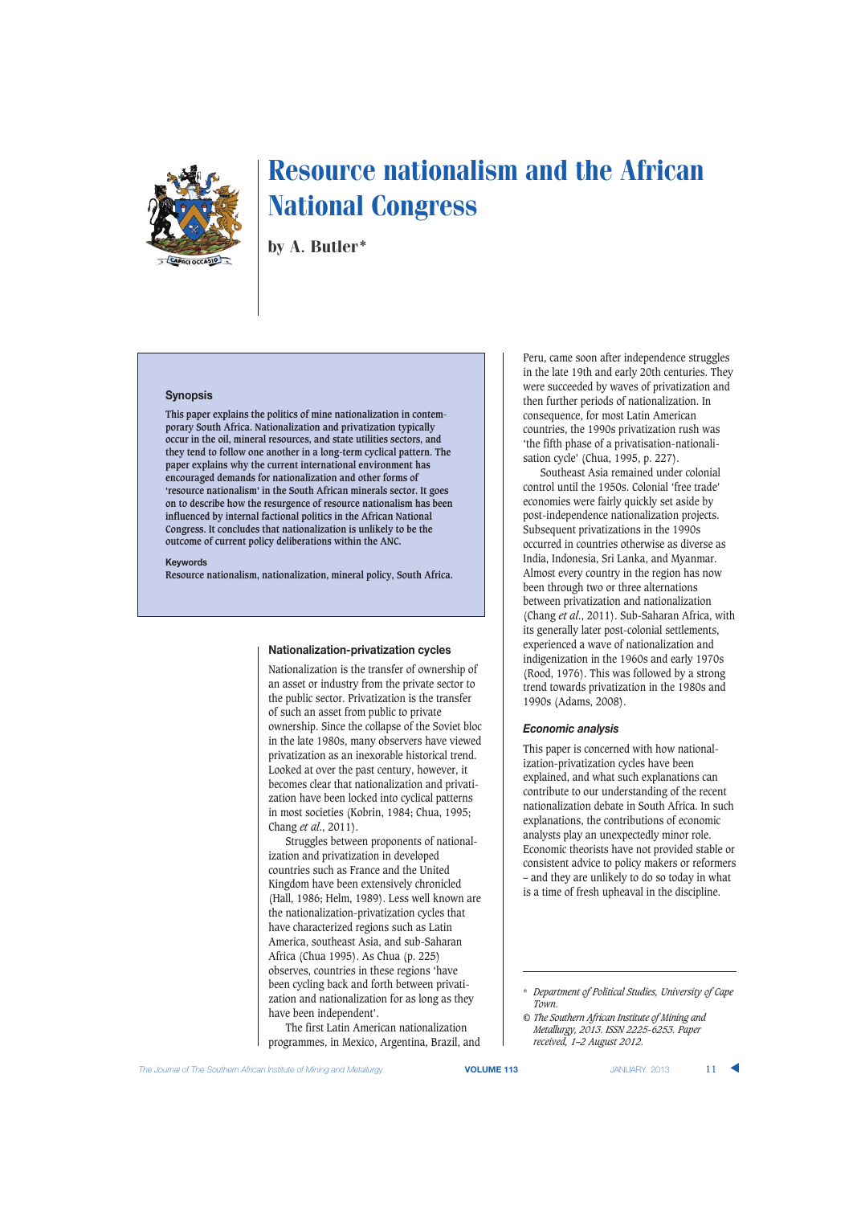# Resource nationalism and the African National Congress

by A. Butler*

## Synopsis

**This paper explains the politics of mine nationalization in contemporary South Africa. Nationalization and privatization typically occur in the oil, mineral resources, and state utilities sectors, and they tend to follow one another in a long-term cyclical pattern. The paper explains why the current international environment has encouraged demands for nationalization and other forms of 'resource nationalism' in the South African minerals sector. It goes on to describe how the resurgence of resource nationalism has been influenced by internal factional politics in the African National Congress. It concludes that nationalization is unlikely to be the outcome of current policy deliberations within the ANC.**

### Keywords

**Resource nationalism, nationalization, mineral policy, South Africa.**

## Nationalization-privatization cycles

Nationalization is the transfer of ownership of an asset or industry from the private sector to the public sector. Privatization is the transfer of such an asset from public to private ownership. Since the collapse of the Soviet bloc in the late 1980s, many observers have viewed privatization as an inexorable historical trend. Looked at over the past century, however, it becomes clear that nationalization and privatization have been locked into cyclical patterns in most societies (Kobrin, 1984; Chua, 1995; Chang *et al.*, 2011).

Struggles between proponents of nationalization and privatization in developed countries such as France and the United Kingdom have been extensively chronicled (Hall, 1986; Helm, 1989). Less well known are the nationalization-privatization cycles that have characterized regions such as Latin America, southeast Asia, and sub-Saharan Africa (Chua 1995). As Chua (p. 225) observes, countries in these regions 'have been cycling back and forth between privatization and nationalization for as long as they have been independent'.

The first Latin American nationalization programmes, in Mexico, Argentina, Brazil, and Peru, came soon after independence struggles in the late 19th and early 20th centuries. They were succeeded by waves of privatization and then further periods of nationalization. In consequence, for most Latin American countries, the 1990s privatization rush was 'the fifth phase of a privatisation-nationalisation cycle' (Chua, 1995, p. 227).

Southeast Asia remained under colonial control until the 1950s. Colonial 'free trade' economies were fairly quickly set aside by post-independence nationalization projects. Subsequent privatizations in the 1990s occurred in countries otherwise as diverse as India, Indonesia, Sri Lanka, and Myanmar. Almost every country in the region has now been through two or three alternations between privatization and nationalization (Chang *et al.*, 2011). Sub-Saharan Africa, with its generally later post-colonial settlements, experienced a wave of nationalization and indigenization in the 1960s and early 1970s (Rood, 1976). This was followed by a strong trend towards privatization in the 1980s and 1990s (Adams, 2008).

### *Economic analysis*

This paper is concerned with how nationalization-privatization cycles have been explained, and what such explanations can contribute to our understanding of the recent nationalization debate in South Africa. In such explanations, the contributions of economic analysts play an unexpectedly minor role. Economic theorists have not provided stable or consistent advice to policy makers or reformers – and they are unlikely to do so today in what is a time of fresh upheaval in the discipline.

---

\* *Department of Political Studies, University of Cape Town.*

© *The Southern African Institute of Mining and Metallurgy, 2013. ISSN 2225-6253. Paper received, 1–2 August 2012.*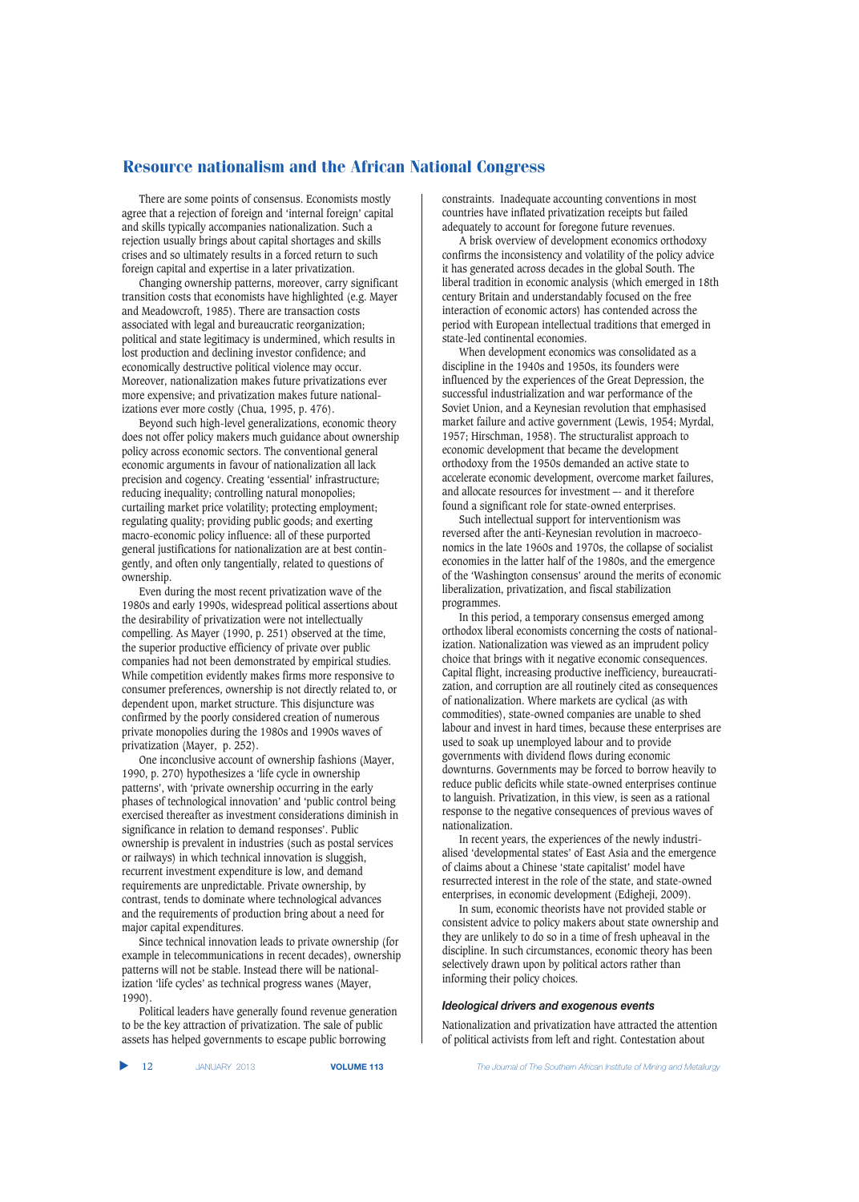There are some points of consensus. Economists mostly agree that a rejection of foreign and 'internal foreign' capital and skills typically accompanies nationalization. Such a rejection usually brings about capital shortages and skills crises and so ultimately results in a forced return to such foreign capital and expertise in a later privatization.

Changing ownership patterns, moreover, carry significant transition costs that economists have highlighted (e.g. Mayer and Meadowcroft, 1985). There are transaction costs associated with legal and bureaucratic reorganization; political and state legitimacy is undermined, which results in lost production and declining investor confidence; and economically destructive political violence may occur. Moreover, nationalization makes future privatizations ever more expensive; and privatization makes future nationalizations ever more costly (Chua, 1995, p. 476).

Beyond such high-level generalizations, economic theory does not offer policy makers much guidance about ownership policy across economic sectors. The conventional general economic arguments in favour of nationalization all lack precision and cogency. Creating 'essential' infrastructure; reducing inequality; controlling natural monopolies; curtailing market price volatility; protecting employment; regulating quality; providing public goods; and exerting macro-economic policy influence: all of these purported general justifications for nationalization are at best contingently, and often only tangentially, related to questions of ownership.

Even during the most recent privatization wave of the 1980s and early 1990s, widespread political assertions about the desirability of privatization were not intellectually compelling. As Mayer (1990, p. 251) observed at the time, the superior productive efficiency of private over public companies had not been demonstrated by empirical studies. While competition evidently makes firms more responsive to consumer preferences, ownership is not directly related to, or dependent upon, market structure. This disjuncture was confirmed by the poorly considered creation of numerous private monopolies during the 1980s and 1990s waves of privatization (Mayer, p. 252).

One inconclusive account of ownership fashions (Mayer, 1990, p. 270) hypothesizes a 'life cycle in ownership patterns', with 'private ownership occurring in the early phases of technological innovation' and 'public control being exercised thereafter as investment considerations diminish in significance in relation to demand responses'. Public ownership is prevalent in industries (such as postal services or railways) in which technical innovation is sluggish, recurrent investment expenditure is low, and demand requirements are unpredictable. Private ownership, by contrast, tends to dominate where technological advances and the requirements of production bring about a need for major capital expenditures.

Since technical innovation leads to private ownership (for example in telecommunications in recent decades), ownership patterns will not be stable. Instead there will be nationalization 'life cycles' as technical progress wanes (Mayer, 1990).

Political leaders have generally found revenue generation to be the key attraction of privatization. The sale of public assets has helped governments to escape public borrowing constraints. Inadequate accounting conventions in most countries have inflated privatization receipts but failed adequately to account for foregone future revenues.

A brisk overview of development economics orthodoxy confirms the inconsistency and volatility of the policy advice it has generated across decades in the global South. The liberal tradition in economic analysis (which emerged in 18th century Britain and understandably focused on the free interaction of economic actors) has contended across the period with European intellectual traditions that emerged in state-led continental economies.

When development economics was consolidated as a discipline in the 1940s and 1950s, its founders were influenced by the experiences of the Great Depression, the successful industrialization and war performance of the Soviet Union, and a Keynesian revolution that emphasised market failure and active government (Lewis, 1954; Myrdal, 1957; Hirschman, 1958). The structuralist approach to economic development that became the development orthodoxy from the 1950s demanded an active state to accelerate economic development, overcome market failures, and allocate resources for investment –- and it therefore found a significant role for state-owned enterprises.

Such intellectual support for interventionism was reversed after the anti-Keynesian revolution in macroeconomics in the late 1960s and 1970s, the collapse of socialist economies in the latter half of the 1980s, and the emergence of the 'Washington consensus' around the merits of economic liberalization, privatization, and fiscal stabilization programmes.

In this period, a temporary consensus emerged among orthodox liberal economists concerning the costs of nationalization. Nationalization was viewed as an imprudent policy choice that brings with it negative economic consequences. Capital flight, increasing productive inefficiency, bureaucratization, and corruption are all routinely cited as consequences of nationalization. Where markets are cyclical (as with commodities), state-owned companies are unable to shed labour and invest in hard times, because these enterprises are used to soak up unemployed labour and to provide governments with dividend flows during economic downturns. Governments may be forced to borrow heavily to reduce public deficits while state-owned enterprises continue to languish. Privatization, in this view, is seen as a rational response to the negative consequences of previous waves of nationalization.

In recent years, the experiences of the newly industrialised 'developmental states' of East Asia and the emergence of claims about a Chinese 'state capitalist' model have resurrected interest in the role of the state, and state-owned enterprises, in economic development (Edigheji, 2009).

In sum, economic theorists have not provided stable or consistent advice to policy makers about state ownership and they are unlikely to do so in a time of fresh upheaval in the discipline. In such circumstances, economic theory has been selectively drawn upon by political actors rather than informing their policy choices.

### *Ideological drivers and exogenous events*

Nationalization and privatization have attracted the attention of political activists from left and right. Contestation about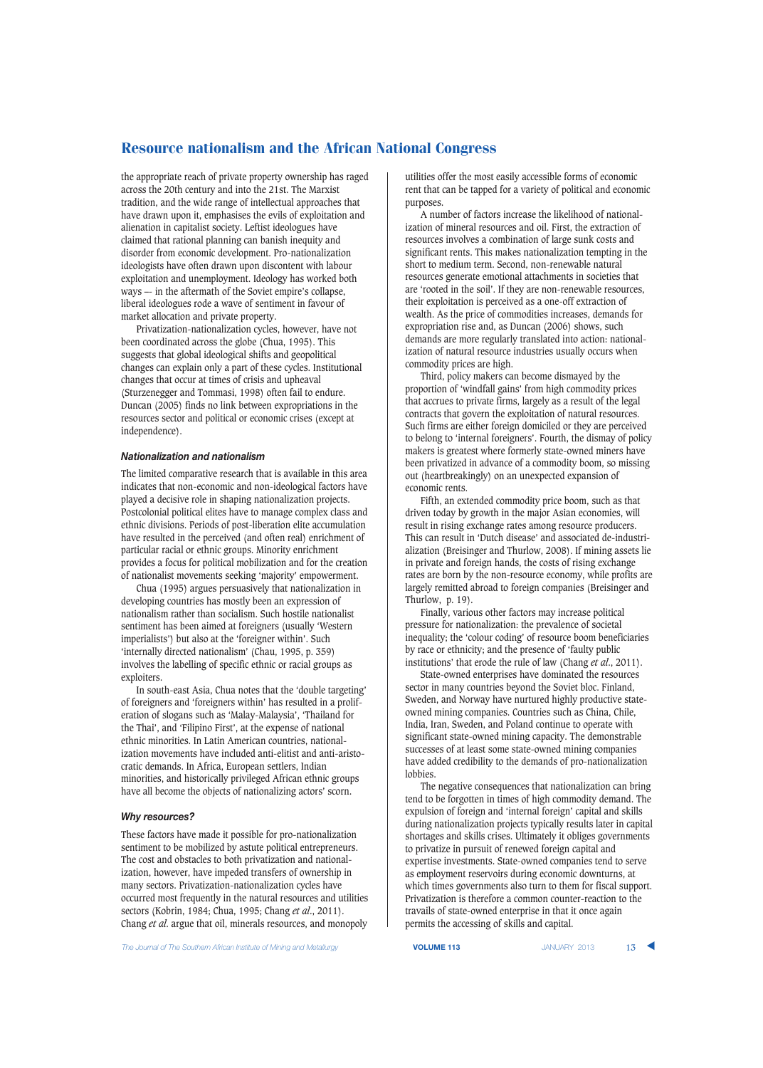the appropriate reach of private property ownership has raged across the 20th century and into the 21st. The Marxist tradition, and the wide range of intellectual approaches that have drawn upon it, emphasises the evils of exploitation and alienation in capitalist society. Leftist ideologues have claimed that rational planning can banish inequity and disorder from economic development. Pro-nationalization ideologists have often drawn upon discontent with labour exploitation and unemployment. Ideology has worked both ways — in the aftermath of the Soviet empire's collapse, liberal ideologues rode a wave of sentiment in favour of market allocation and private property.

Privatization-nationalization cycles, however, have not been coordinated across the globe (Chua, 1995). This suggests that global ideological shifts and geopolitical changes can explain only a part of these cycles. Institutional changes that occur at times of crisis and upheaval (Sturzenegger and Tommasi, 1998) often fail to endure. Duncan (2005) finds no link between expropriations in the resources sector and political or economic crises (except at independence).

### *Nationalization and nationalism*

The limited comparative research that is available in this area indicates that non-economic and non-ideological factors have played a decisive role in shaping nationalization projects. Postcolonial political elites have to manage complex class and ethnic divisions. Periods of post-liberation elite accumulation have resulted in the perceived (and often real) enrichment of particular racial or ethnic groups. Minority enrichment provides a focus for political mobilization and for the creation of nationalist movements seeking 'majority' empowerment.

Chua (1995) argues persuasively that nationalization in developing countries has mostly been an expression of nationalism rather than socialism. Such hostile nationalist sentiment has been aimed at foreigners (usually 'Western imperialists') but also at the 'foreigner within'. Such 'internally directed nationalism' (Chau, 1995, p. 359) involves the labelling of specific ethnic or racial groups as exploiters.

In south-east Asia, Chua notes that the 'double targeting' of foreigners and 'foreigners within' has resulted in a proliferation of slogans such as 'Malay-Malaysia', 'Thailand for the Thai', and 'Filipino First', at the expense of national ethnic minorities. In Latin American countries, nationalization movements have included anti-elitist and anti-aristocratic demands. In Africa, European settlers, Indian minorities, and historically privileged African ethnic groups have all become the objects of nationalizing actors' scorn.

### *Why resources?*

These factors have made it possible for pro-nationalization sentiment to be mobilized by astute political entrepreneurs. The cost and obstacles to both privatization and nationalization, however, have impeded transfers of ownership in many sectors. Privatization-nationalization cycles have occurred most frequently in the natural resources and utilities sectors (Kobrin, 1984; Chua, 1995; Chang *et al.*, 2011). Chang *et al.* argue that oil, minerals resources, and monopoly utilities offer the most easily accessible forms of economic rent that can be tapped for a variety of political and economic purposes.

A number of factors increase the likelihood of nationalization of mineral resources and oil. First, the extraction of resources involves a combination of large sunk costs and significant rents. This makes nationalization tempting in the short to medium term. Second, non-renewable natural resources generate emotional attachments in societies that are 'rooted in the soil'. If they are non-renewable resources, their exploitation is perceived as a one-off extraction of wealth. As the price of commodities increases, demands for expropriation rise and, as Duncan (2006) shows, such demands are more regularly translated into action: nationalization of natural resource industries usually occurs when commodity prices are high.

Third, policy makers can become dismayed by the proportion of 'windfall gains' from high commodity prices that accrues to private firms, largely as a result of the legal contracts that govern the exploitation of natural resources. Such firms are either foreign domiciled or they are perceived to belong to 'internal foreigners'. Fourth, the dismay of policy makers is greatest where formerly state-owned miners have been privatized in advance of a commodity boom, so missing out (heartbreakingly) on an unexpected expansion of economic rents.

Fifth, an extended commodity price boom, such as that driven today by growth in the major Asian economies, will result in rising exchange rates among resource producers. This can result in 'Dutch disease' and associated de-industrialization (Breisinger and Thurlow, 2008). If mining assets lie in private and foreign hands, the costs of rising exchange rates are born by the non-resource economy, while profits are largely remitted abroad to foreign companies (Breisinger and Thurlow, p. 19).

Finally, various other factors may increase political pressure for nationalization: the prevalence of societal inequality; the 'colour coding' of resource boom beneficiaries by race or ethnicity; and the presence of 'faulty public institutions' that erode the rule of law (Chang *et al.*, 2011).

State-owned enterprises have dominated the resources sector in many countries beyond the Soviet bloc. Finland, Sweden, and Norway have nurtured highly productive state-owned mining companies. Countries such as China, Chile, India, Iran, Sweden, and Poland continue to operate with significant state-owned mining capacity. The demonstrable successes of at least some state-owned mining companies have added credibility to the demands of pro-nationalization lobbies.

The negative consequences that nationalization can bring tend to be forgotten in times of high commodity demand. The expulsion of foreign and 'internal foreign' capital and skills during nationalization projects typically results later in capital shortages and skills crises. Ultimately it obliges governments to privatize in pursuit of renewed foreign capital and expertise investments. State-owned companies tend to serve as employment reservoirs during economic downturns, at which times governments also turn to them for fiscal support. Privatization is therefore a common counter-reaction to the travails of state-owned enterprise in that it once again permits the accessing of skills and capital.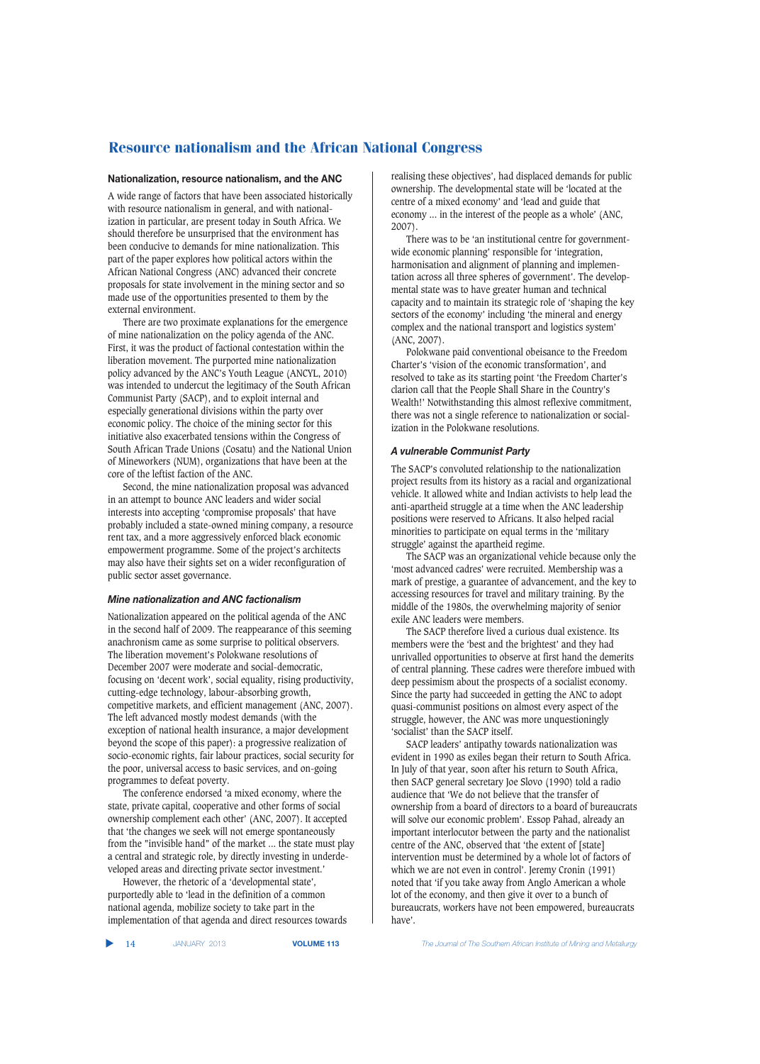## Nationalization, resource nationalism, and the ANC

A wide range of factors that have been associated historically with resource nationalism in general, and with nationalization in particular, are present today in South Africa. We should therefore be unsurprised that the environment has been conducive to demands for mine nationalization. This part of the paper explores how political actors within the African National Congress (ANC) advanced their concrete proposals for state involvement in the mining sector and so made use of the opportunities presented to them by the external environment.

There are two proximate explanations for the emergence of mine nationalization on the policy agenda of the ANC. First, it was the product of factional contestation within the liberation movement. The purported mine nationalization policy advanced by the ANC's Youth League (ANCYL, 2010) was intended to undercut the legitimacy of the South African Communist Party (SACP), and to exploit internal and especially generational divisions within the party over economic policy. The choice of the mining sector for this initiative also exacerbated tensions within the Congress of South African Trade Unions (Cosatu) and the National Union of Mineworkers (NUM), organizations that have been at the core of the leftist faction of the ANC.

Second, the mine nationalization proposal was advanced in an attempt to bounce ANC leaders and wider social interests into accepting 'compromise proposals' that have probably included a state-owned mining company, a resource rent tax, and a more aggressively enforced black economic empowerment programme. Some of the project's architects may also have their sights set on a wider reconfiguration of public sector asset governance.

### *Mine nationalization and ANC factionalism*

Nationalization appeared on the political agenda of the ANC in the second half of 2009. The reappearance of this seeming anachronism came as some surprise to political observers. The liberation movement's Polokwane resolutions of December 2007 were moderate and social-democratic, focusing on 'decent work', social equality, rising productivity, cutting-edge technology, labour-absorbing growth, competitive markets, and efficient management (ANC, 2007). The left advanced mostly modest demands (with the exception of national health insurance, a major development beyond the scope of this paper): a progressive realization of socio-economic rights, fair labour practices, social security for the poor, universal access to basic services, and on-going programmes to defeat poverty.

The conference endorsed 'a mixed economy, where the state, private capital, cooperative and other forms of social ownership complement each other' (ANC, 2007). It accepted that 'the changes we seek will not emerge spontaneously from the "invisible hand" of the market ... the state must play a central and strategic role, by directly investing in underdeveloped areas and directing private sector investment.'

However, the rhetoric of a 'developmental state', purportedly able to 'lead in the definition of a common national agenda, mobilize society to take part in the implementation of that agenda and direct resources towards realising these objectives', had displaced demands for public ownership. The developmental state will be 'located at the centre of a mixed economy' and 'lead and guide that economy ... in the interest of the people as a whole' (ANC, 2007).

There was to be 'an institutional centre for government-wide economic planning' responsible for 'integration, harmonisation and alignment of planning and implementation across all three spheres of government'. The developmental state was to have greater human and technical capacity and to maintain its strategic role of 'shaping the key sectors of the economy' including 'the mineral and energy complex and the national transport and logistics system' (ANC, 2007).

Polokwane paid conventional obeisance to the Freedom Charter's 'vision of the economic transformation', and resolved to take as its starting point 'the Freedom Charter's clarion call that the People Shall Share in the Country's Wealth!' Notwithstanding this almost reflexive commitment, there was not a single reference to nationalization or socialization in the Polokwane resolutions.

### *A vulnerable Communist Party*

The SACP's convoluted relationship to the nationalization project results from its history as a racial and organizational vehicle. It allowed white and Indian activists to help lead the anti-apartheid struggle at a time when the ANC leadership positions were reserved to Africans. It also helped racial minorities to participate on equal terms in the 'military struggle' against the apartheid regime.

The SACP was an organizational vehicle because only the 'most advanced cadres' were recruited. Membership was a mark of prestige, a guarantee of advancement, and the key to accessing resources for travel and military training. By the middle of the 1980s, the overwhelming majority of senior exile ANC leaders were members.

The SACP therefore lived a curious dual existence. Its members were the 'best and the brightest' and they had unrivalled opportunities to observe at first hand the demerits of central planning. These cadres were therefore imbued with deep pessimism about the prospects of a socialist economy. Since the party had succeeded in getting the ANC to adopt quasi-communist positions on almost every aspect of the struggle, however, the ANC was more unquestioningly 'socialist' than the SACP itself.

SACP leaders' antipathy towards nationalization was evident in 1990 as exiles began their return to South Africa. In July of that year, soon after his return to South Africa, then SACP general secretary Joe Slovo (1990) told a radio audience that 'We do not believe that the transfer of ownership from a board of directors to a board of bureaucrats will solve our economic problem'. Essop Pahad, already an important interlocutor between the party and the nationalist centre of the ANC, observed that 'the extent of [state] intervention must be determined by a whole lot of factors of which we are not even in control'. Jeremy Cronin (1991) noted that 'if you take away from Anglo American a whole lot of the economy, and then give it over to a bunch of bureaucrats, workers have not been empowered, bureaucrats have'.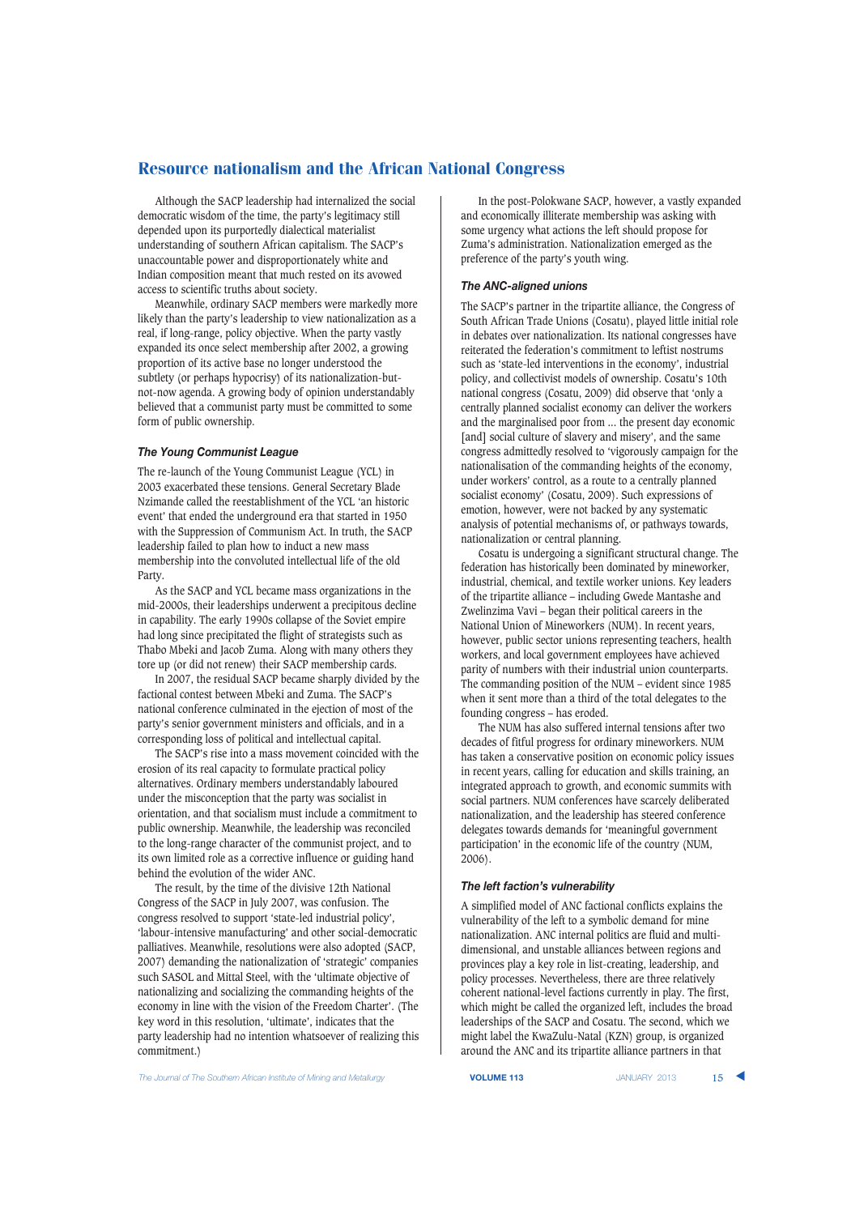Although the SACP leadership had internalized the social democratic wisdom of the time, the party's legitimacy still depended upon its purportedly dialectical materialist understanding of southern African capitalism. The SACP's unaccountable power and disproportionately white and Indian composition meant that much rested on its avowed access to scientific truths about society.

Meanwhile, ordinary SACP members were markedly more likely than the party's leadership to view nationalization as a real, if long-range, policy objective. When the party vastly expanded its once select membership after 2002, a growing proportion of its active base no longer understood the subtlety (or perhaps hypocrisy) of its nationalization-but-not-now agenda. A growing body of opinion understandably believed that a communist party must be committed to some form of public ownership.

### The Young Communist League

The re-launch of the Young Communist League (YCL) in 2003 exacerbated these tensions. General Secretary Blade Nzimande called the reestablishment of the YCL 'an historic event' that ended the underground era that started in 1950 with the Suppression of Communism Act. In truth, the SACP leadership failed to plan how to induct a new mass membership into the convoluted intellectual life of the old Party.

As the SACP and YCL became mass organizations in the mid-2000s, their leaderships underwent a precipitous decline in capability. The early 1990s collapse of the Soviet empire had long since precipitated the flight of strategists such as Thabo Mbeki and Jacob Zuma. Along with many others they tore up (or did not renew) their SACP membership cards.

In 2007, the residual SACP became sharply divided by the factional contest between Mbeki and Zuma. The SACP's national conference culminated in the ejection of most of the party's senior government ministers and officials, and in a corresponding loss of political and intellectual capital.

The SACP's rise into a mass movement coincided with the erosion of its real capacity to formulate practical policy alternatives. Ordinary members understandably laboured under the misconception that the party was socialist in orientation, and that socialism must include a commitment to public ownership. Meanwhile, the leadership was reconciled to the long-range character of the communist project, and to its own limited role as a corrective influence or guiding hand behind the evolution of the wider ANC.

The result, by the time of the divisive 12th National Congress of the SACP in July 2007, was confusion. The congress resolved to support 'state-led industrial policy', 'labour-intensive manufacturing' and other social-democratic palliatives. Meanwhile, resolutions were also adopted (SACP, 2007) demanding the nationalization of 'strategic' companies such SASOL and Mittal Steel, with the 'ultimate objective of nationalizing and socializing the commanding heights of the economy in line with the vision of the Freedom Charter'. (The key word in this resolution, 'ultimate', indicates that the party leadership had no intention whatsoever of realizing this commitment.)

In the post-Polokwane SACP, however, a vastly expanded and economically illiterate membership was asking with some urgency what actions the left should propose for Zuma's administration. Nationalization emerged as the preference of the party's youth wing.

### The ANC-aligned unions

The SACP's partner in the tripartite alliance, the Congress of South African Trade Unions (Cosatu), played little initial role in debates over nationalization. Its national congresses have reiterated the federation's commitment to leftist nostrums such as 'state-led interventions in the economy', industrial policy, and collectivist models of ownership. Cosatu's 10th national congress (Cosatu, 2009) did observe that 'only a centrally planned socialist economy can deliver the workers and the marginalised poor from ... the present day economic [and] social culture of slavery and misery', and the same congress admittedly resolved to 'vigorously campaign for the nationalisation of the commanding heights of the economy, under workers' control, as a route to a centrally planned socialist economy' (Cosatu, 2009). Such expressions of emotion, however, were not backed by any systematic analysis of potential mechanisms of, or pathways towards, nationalization or central planning.

Cosatu is undergoing a significant structural change. The federation has historically been dominated by mineworker, industrial, chemical, and textile worker unions. Key leaders of the tripartite alliance – including Gwede Mantashe and Zwelinzima Vavi – began their political careers in the National Union of Mineworkers (NUM). In recent years, however, public sector unions representing teachers, health workers, and local government employees have achieved parity of numbers with their industrial union counterparts. The commanding position of the NUM – evident since 1985 when it sent more than a third of the total delegates to the founding congress – has eroded.

The NUM has also suffered internal tensions after two decades of fitful progress for ordinary mineworkers. NUM has taken a conservative position on economic policy issues in recent years, calling for education and skills training, an integrated approach to growth, and economic summits with social partners. NUM conferences have scarcely deliberated nationalization, and the leadership has steered conference delegates towards demands for 'meaningful government participation' in the economic life of the country (NUM, 2006).

### The left faction's vulnerability

A simplified model of ANC factional conflicts explains the vulnerability of the left to a symbolic demand for mine nationalization. ANC internal politics are fluid and multi-dimensional, and unstable alliances between regions and provinces play a key role in list-creating, leadership, and policy processes. Nevertheless, there are three relatively coherent national-level factions currently in play. The first, which might be called the organized left, includes the broad leaderships of the SACP and Cosatu. The second, which we might label the KwaZulu-Natal (KZN) group, is organized around the ANC and its tripartite alliance partners in that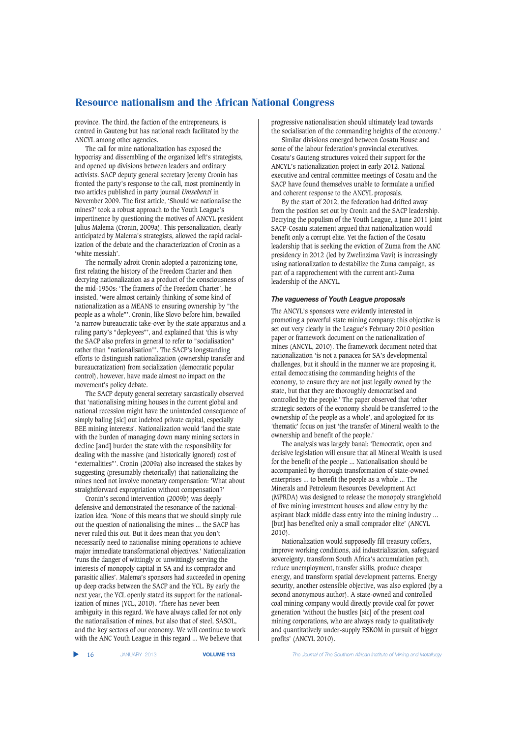province. The third, the faction of the entrepreneurs, is centred in Gauteng but has national reach facilitated by the ANCYL among other agencies.

The call for mine nationalization has exposed the hypocrisy and dissembling of the organized left's strategists, and opened up divisions between leaders and ordinary activists. SACP deputy general secretary Jeremy Cronin has fronted the party's response to the call, most prominently in two articles published in party journal *Umsebenzi* in November 2009. The first article, 'Should we nationalise the mines?' took a robust approach to the Youth League's impertinence by questioning the motives of ANCYL president Julius Malema (Cronin, 2009a). This personalization, clearly anticipated by Malema's strategists, allowed the rapid racialization of the debate and the characterization of Cronin as a 'white messiah'.

The normally adroit Cronin adopted a patronizing tone, first relating the history of the Freedom Charter and then decrying nationalization as a product of the consciousness of the mid-1950s: 'The framers of the Freedom Charter', he insisted, 'were almost certainly thinking of some kind of nationalisation as a MEANS to ensuring ownership by "the people as a whole"'. Cronin, like Slovo before him, bewailed 'a narrow bureaucratic take-over by the state apparatus and a ruling party's "deployees"', and explained that 'this is why the SACP also prefers in general to refer to "socialisation" rather than "nationalisation"'. The SACP's longstanding efforts to distinguish nationalization (ownership transfer and bureaucratization) from socialization (democratic popular control), however, have made almost no impact on the movement's policy debate.

The SACP deputy general secretary sarcastically observed that 'nationalising mining houses in the current global and national recession might have the unintended consequence of simply baling [sic] out indebted private capital, especially BEE mining interests'. Nationalization would 'land the state with the burden of managing down many mining sectors in decline [and] burden the state with the responsibility for dealing with the massive (and historically ignored) cost of "externalities"'. Cronin (2009a) also increased the stakes by suggesting (presumably rhetorically) that nationalizing the mines need not involve monetary compensation: 'What about straightforward expropriation without compensation?'

Cronin's second intervention (2009b) was deeply defensive and demonstrated the resonance of the nationalization idea. 'None of this means that we should simply rule out the question of nationalising the mines ... the SACP has never ruled this out. But it does mean that you don't necessarily need to nationalise mining operations to achieve major immediate transformational objectives.' Nationalization 'runs the danger of wittingly or unwittingly serving the interests of monopoly capital in SA and its comprador and parasitic allies'. Malema's sponsors had succeeded in opening up deep cracks between the SACP and the YCL. By early the next year, the YCL openly stated its support for the nationalization of mines (YCL, 2010). 'There has never been ambiguity in this regard. We have always called for not only the nationalisation of mines, but also that of steel, SASOL, and the key sectors of our economy. We will continue to work with the ANC Youth League in this regard ... We believe that progressive nationalisation should ultimately lead towards the socialisation of the commanding heights of the economy.'

Similar divisions emerged between Cosatu House and some of the labour federation's provincial executives. Cosatu's Gauteng structures voiced their support for the ANCYL's nationalization project in early 2012. National executive and central committee meetings of Cosatu and the SACP have found themselves unable to formulate a unified and coherent response to the ANCYL proposals.

By the start of 2012, the federation had drifted away from the position set out by Cronin and the SACP leadership. Decrying the populism of the Youth League, a June 2011 joint SACP-Cosatu statement argued that nationalization would benefit only a corrupt elite. Yet the faction of the Cosatu leadership that is seeking the eviction of Zuma from the ANC presidency in 2012 (led by Zwelinzima Vavi) is increasingly using nationalization to destabilize the Zuma campaign, as part of a rapprochement with the current anti-Zuma leadership of the ANCYL.

### *The vagueness of Youth League proposals*

The ANCYL's sponsors were evidently interested in promoting a powerful state mining company: this objective is set out very clearly in the League's February 2010 position paper or framework document on the nationalization of mines (ANCYL, 2010). The framework document noted that nationalization 'is not a panacea for SA's developmental challenges, but it should in the manner we are proposing it, entail democratising the commanding heights of the economy, to ensure they are not just legally owned by the state, but that they are thoroughly democratised and controlled by the people.' The paper observed that 'other strategic sectors of the economy should be transferred to the ownership of the people as a whole', and apologized for its 'thematic' focus on just 'the transfer of Mineral wealth to the ownership and benefit of the people.'

The analysis was largely banal: 'Democratic, open and decisive legislation will ensure that all Mineral Wealth is used for the benefit of the people ... Nationalisation should be accompanied by thorough transformation of state-owned enterprises ... to benefit the people as a whole ... The Minerals and Petroleum Resources Development Act (MPRDA) was designed to release the monopoly stranglehold of five mining investment houses and allow entry by the aspirant black middle class entry into the mining industry ... [but] has benefited only a small comprador elite' (ANCYL 2010).

Nationalization would supposedly fill treasury coffers, improve working conditions, aid industrialization, safeguard sovereignty, transform South Africa's accumulation path, reduce unemployment, transfer skills, produce cheaper energy, and transform spatial development patterns. Energy security, another ostensible objective, was also explored (by a second anonymous author). A state-owned and controlled coal mining company would directly provide coal for power generation 'without the hustles [sic] of the present coal mining corporations, who are always ready to qualitatively and quantitatively under-supply ESKOM in pursuit of bigger profits' (ANCYL 2010).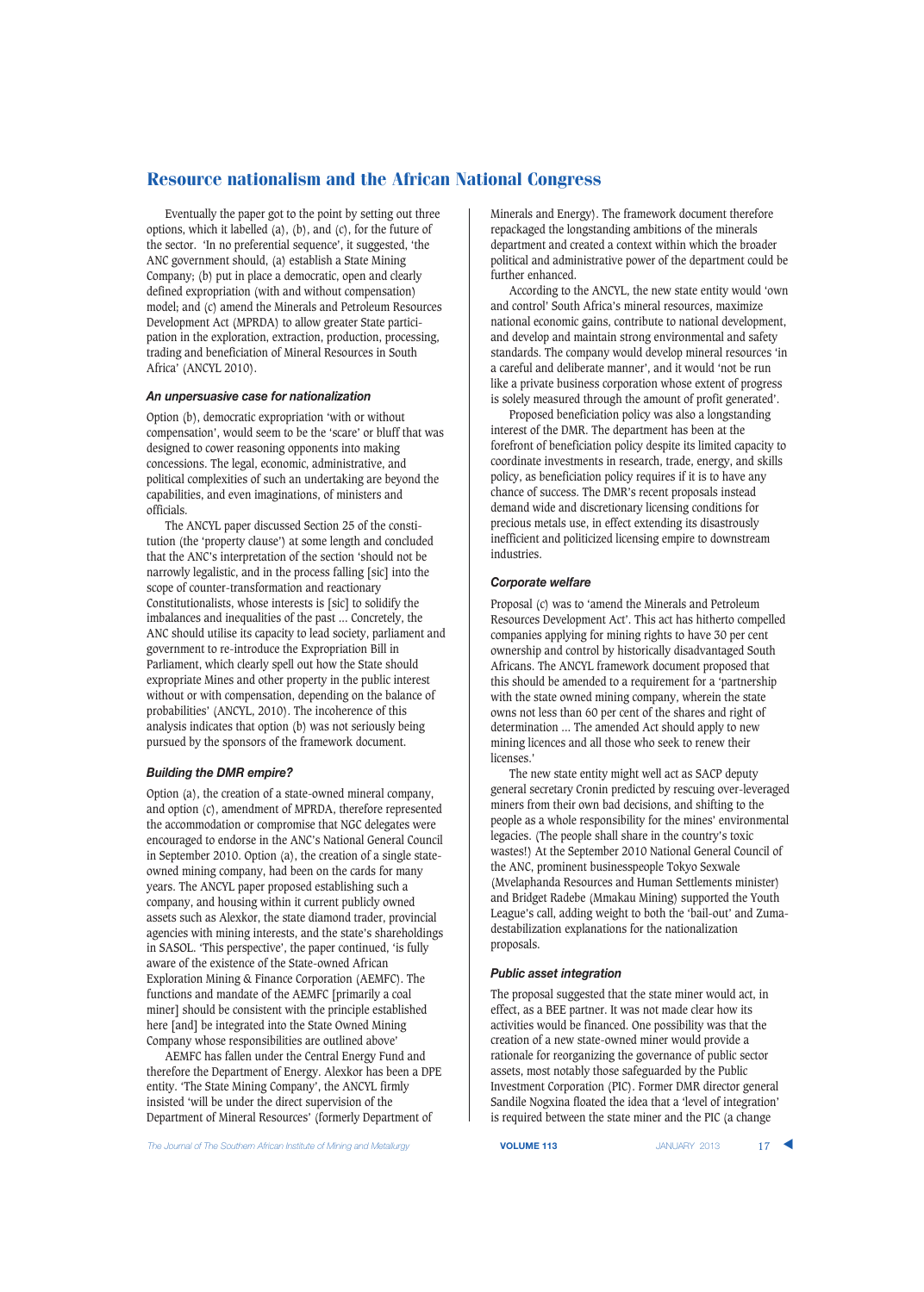Eventually the paper got to the point by setting out three options, which it labelled (a), (b), and (c), for the future of the sector. 'In no preferential sequence', it suggested, 'the ANC government should, (a) establish a State Mining Company; (b) put in place a democratic, open and clearly defined expropriation (with and without compensation) model; and (c) amend the Minerals and Petroleum Resources Development Act (MPRDA) to allow greater State participation in the exploration, extraction, production, processing, trading and beneficiation of Mineral Resources in South Africa' (ANCYL 2010).

### *An unpersuasive case for nationalization*

Option (b), democratic expropriation 'with or without compensation', would seem to be the 'scare' or bluff that was designed to cower reasoning opponents into making concessions. The legal, economic, administrative, and political complexities of such an undertaking are beyond the capabilities, and even imaginations, of ministers and officials.

The ANCYL paper discussed Section 25 of the constitution (the 'property clause') at some length and concluded that the ANC's interpretation of the section 'should not be narrowly legalistic, and in the process falling [sic] into the scope of counter-transformation and reactionary Constitutionalists, whose interests is [sic] to solidify the imbalances and inequalities of the past ... Concretely, the ANC should utilise its capacity to lead society, parliament and government to re-introduce the Expropriation Bill in Parliament, which clearly spell out how the State should expropriate Mines and other property in the public interest without or with compensation, depending on the balance of probabilities' (ANCYL, 2010). The incoherence of this analysis indicates that option (b) was not seriously being pursued by the sponsors of the framework document.

### *Building the DMR empire?*

Option (a), the creation of a state-owned mineral company, and option (c), amendment of MPRDA, therefore represented the accommodation or compromise that NGC delegates were encouraged to endorse in the ANC's National General Council in September 2010. Option (a), the creation of a single state-owned mining company, had been on the cards for many years. The ANCYL paper proposed establishing such a company, and housing within it current publicly owned assets such as Alexkor, the state diamond trader, provincial agencies with mining interests, and the state's shareholdings in SASOL. 'This perspective', the paper continued, 'is fully aware of the existence of the State-owned African Exploration Mining & Finance Corporation (AEMFC). The functions and mandate of the AEMFC [primarily a coal miner] should be consistent with the principle established here [and] be integrated into the State Owned Mining Company whose responsibilities are outlined above'

AEMFC has fallen under the Central Energy Fund and therefore the Department of Energy. Alexkor has been a DPE entity. 'The State Mining Company', the ANCYL firmly insisted 'will be under the direct supervision of the Department of Mineral Resources' (formerly Department of Minerals and Energy). The framework document therefore repackaged the longstanding ambitions of the minerals department and created a context within which the broader political and administrative power of the department could be further enhanced.

According to the ANCYL, the new state entity would 'own and control' South Africa's mineral resources, maximize national economic gains, contribute to national development, and develop and maintain strong environmental and safety standards. The company would develop mineral resources 'in a careful and deliberate manner', and it would 'not be run like a private business corporation whose extent of progress is solely measured through the amount of profit generated'.

Proposed beneficiation policy was also a longstanding interest of the DMR. The department has been at the forefront of beneficiation policy despite its limited capacity to coordinate investments in research, trade, energy, and skills policy, as beneficiation policy requires if it is to have any chance of success. The DMR's recent proposals instead demand wide and discretionary licensing conditions for precious metals use, in effect extending its disastrously inefficient and politicized licensing empire to downstream industries.

### *Corporate welfare*

Proposal (c) was to 'amend the Minerals and Petroleum Resources Development Act'. This act has hitherto compelled companies applying for mining rights to have 30 per cent ownership and control by historically disadvantaged South Africans. The ANCYL framework document proposed that this should be amended to a requirement for a 'partnership with the state owned mining company, wherein the state owns not less than 60 per cent of the shares and right of determination ... The amended Act should apply to new mining licences and all those who seek to renew their licenses.'

The new state entity might well act as SACP deputy general secretary Cronin predicted by rescuing over-leveraged miners from their own bad decisions, and shifting to the people as a whole responsibility for the mines' environmental legacies. (The people shall share in the country's toxic wastes!) At the September 2010 National General Council of the ANC, prominent businesspeople Tokyo Sexwale (Mvelaphanda Resources and Human Settlements minister) and Bridget Radebe (Mmakau Mining) supported the Youth League's call, adding weight to both the 'bail-out' and Zuma-destabilization explanations for the nationalization proposals.

### *Public asset integration*

The proposal suggested that the state miner would act, in effect, as a BEE partner. It was not made clear how its activities would be financed. One possibility was that the creation of a new state-owned miner would provide a rationale for reorganizing the governance of public sector assets, most notably those safeguarded by the Public Investment Corporation (PIC). Former DMR director general Sandile Nogxina floated the idea that a 'level of integration' is required between the state miner and the PIC (a change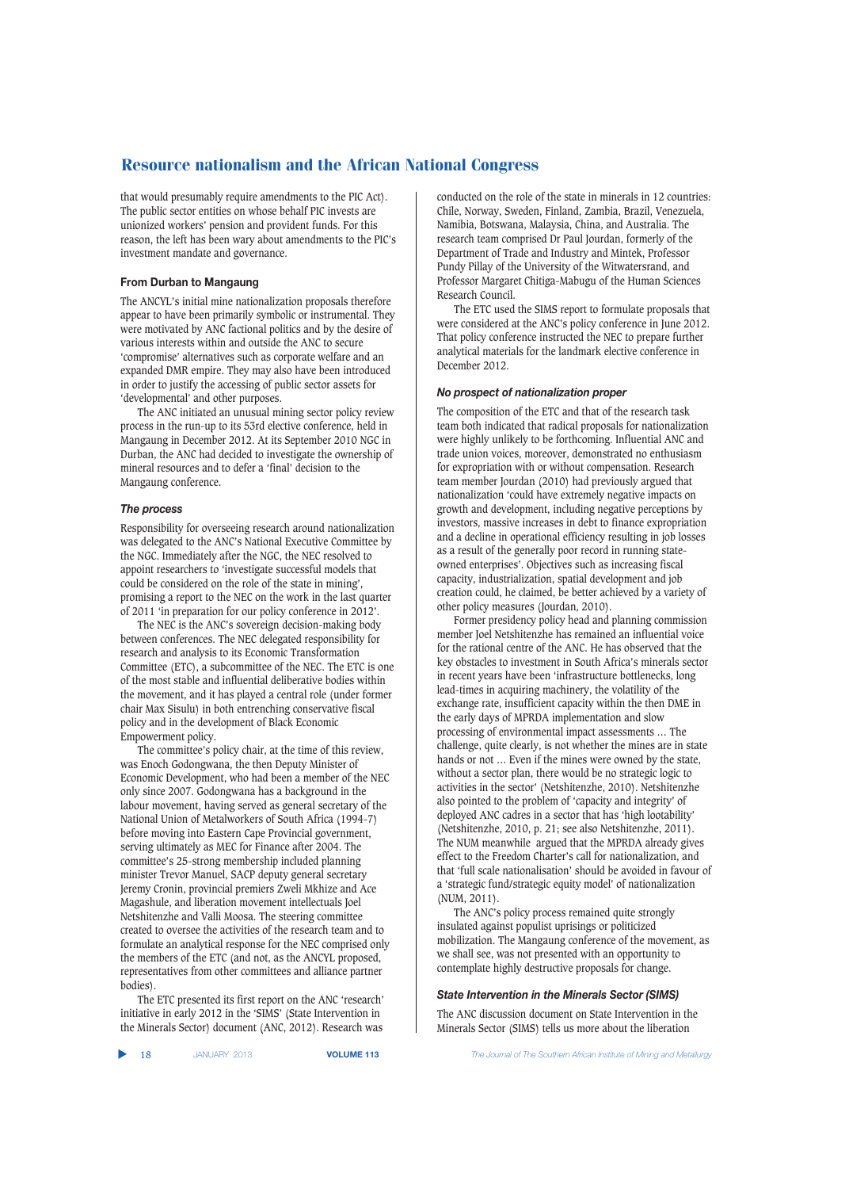that would presumably require amendments to the PIC Act). The public sector entities on whose behalf PIC invests are unionized workers' pension and provident funds. For this reason, the left has been wary about amendments to the PIC's investment mandate and governance.

### From Durban to Mangaung

The ANCYL's initial mine nationalization proposals therefore appear to have been primarily symbolic or instrumental. They were motivated by ANC factional politics and by the desire of various interests within and outside the ANC to secure 'compromise' alternatives such as corporate welfare and an expanded DMR empire. They may also have been introduced in order to justify the accessing of public sector assets for 'developmental' and other purposes.

The ANC initiated an unusual mining sector policy review process in the run-up to its 53rd elective conference, held in Mangaung in December 2012. At its September 2010 NGC in Durban, the ANC had decided to investigate the ownership of mineral resources and to defer a 'final' decision to the Mangaung conference.

#### *The process*

Responsibility for overseeing research around nationalization was delegated to the ANC's National Executive Committee by the NGC. Immediately after the NGC, the NEC resolved to appoint researchers to 'investigate successful models that could be considered on the role of the state in mining', promising a report to the NEC on the work in the last quarter of 2011 'in preparation for our policy conference in 2012'.

The NEC is the ANC's sovereign decision-making body between conferences. The NEC delegated responsibility for research and analysis to its Economic Transformation Committee (ETC), a subcommittee of the NEC. The ETC is one of the most stable and influential deliberative bodies within the movement, and it has played a central role (under former chair Max Sisulu) in both entrenching conservative fiscal policy and in the development of Black Economic Empowerment policy.

The committee's policy chair, at the time of this review, was Enoch Godongwana, the then Deputy Minister of Economic Development, who had been a member of the NEC only since 2007. Godongwana has a background in the labour movement, having served as general secretary of the National Union of Metalworkers of South Africa (1994-7) before moving into Eastern Cape Provincial government, serving ultimately as MEC for Finance after 2004. The committee's 25-strong membership included planning minister Trevor Manuel, SACP deputy general secretary Jeremy Cronin, provincial premiers Zweli Mkhize and Ace Magashule, and liberation movement intellectuals Joel Netshitenzhe and Valli Moosa. The steering committee created to oversee the activities of the research team and to formulate an analytical response for the NEC comprised only the members of the ETC (and not, as the ANCYL proposed, representatives from other committees and alliance partner bodies).

The ETC presented its first report on the ANC 'research' initiative in early 2012 in the 'SIMS' (State Intervention in the Minerals Sector) document (ANC, 2012). Research was conducted on the role of the state in minerals in 12 countries: Chile, Norway, Sweden, Finland, Zambia, Brazil, Venezuela, Namibia, Botswana, Malaysia, China, and Australia. The research team comprised Dr Paul Jourdan, formerly of the Department of Trade and Industry and Mintek, Professor Pundy Pillay of the University of the Witwatersrand, and Professor Margaret Chitiga-Mabugu of the Human Sciences Research Council.

The ETC used the SIMS report to formulate proposals that were considered at the ANC's policy conference in June 2012. That policy conference instructed the NEC to prepare further analytical materials for the landmark elective conference in December 2012.

#### *No prospect of nationalization proper*

The composition of the ETC and that of the research task team both indicated that radical proposals for nationalization were highly unlikely to be forthcoming. Influential ANC and trade union voices, moreover, demonstrated no enthusiasm for expropriation with or without compensation. Research team member Jourdan (2010) had previously argued that nationalization 'could have extremely negative impacts on growth and development, including negative perceptions by investors, massive increases in debt to finance expropriation and a decline in operational efficiency resulting in job losses as a result of the generally poor record in running state-owned enterprises'. Objectives such as increasing fiscal capacity, industrialization, spatial development and job creation could, he claimed, be better achieved by a variety of other policy measures (Jourdan, 2010).

Former presidency policy head and planning commission member Joel Netshitenzhe has remained an influential voice for the rational centre of the ANC. He has observed that the key obstacles to investment in South Africa's minerals sector in recent years have been 'infrastructure bottlenecks, long lead-times in acquiring machinery, the volatility of the exchange rate, insufficient capacity within the then DME in the early days of MPRDA implementation and slow processing of environmental impact assessments ... The challenge, quite clearly, is not whether the mines are in state hands or not ... Even if the mines were owned by the state, without a sector plan, there would be no strategic logic to activities in the sector' (Netshitenzhe, 2010). Netshitenzhe also pointed to the problem of 'capacity and integrity' of deployed ANC cadres in a sector that has 'high lootability' (Netshitenzhe, 2010, p. 21; see also Netshitenzhe, 2011). The NUM meanwhile argued that the MPRDA already gives effect to the Freedom Charter's call for nationalization, and that 'full scale nationalisation' should be avoided in favour of a 'strategic fund/strategic equity model' of nationalization (NUM, 2011).

The ANC's policy process remained quite strongly insulated against populist uprisings or politicized mobilization. The Mangaung conference of the movement, as we shall see, was not presented with an opportunity to contemplate highly destructive proposals for change.

#### *State Intervention in the Minerals Sector (SIMS)*

The ANC discussion document on State Intervention in the Minerals Sector (SIMS) tells us more about the liberation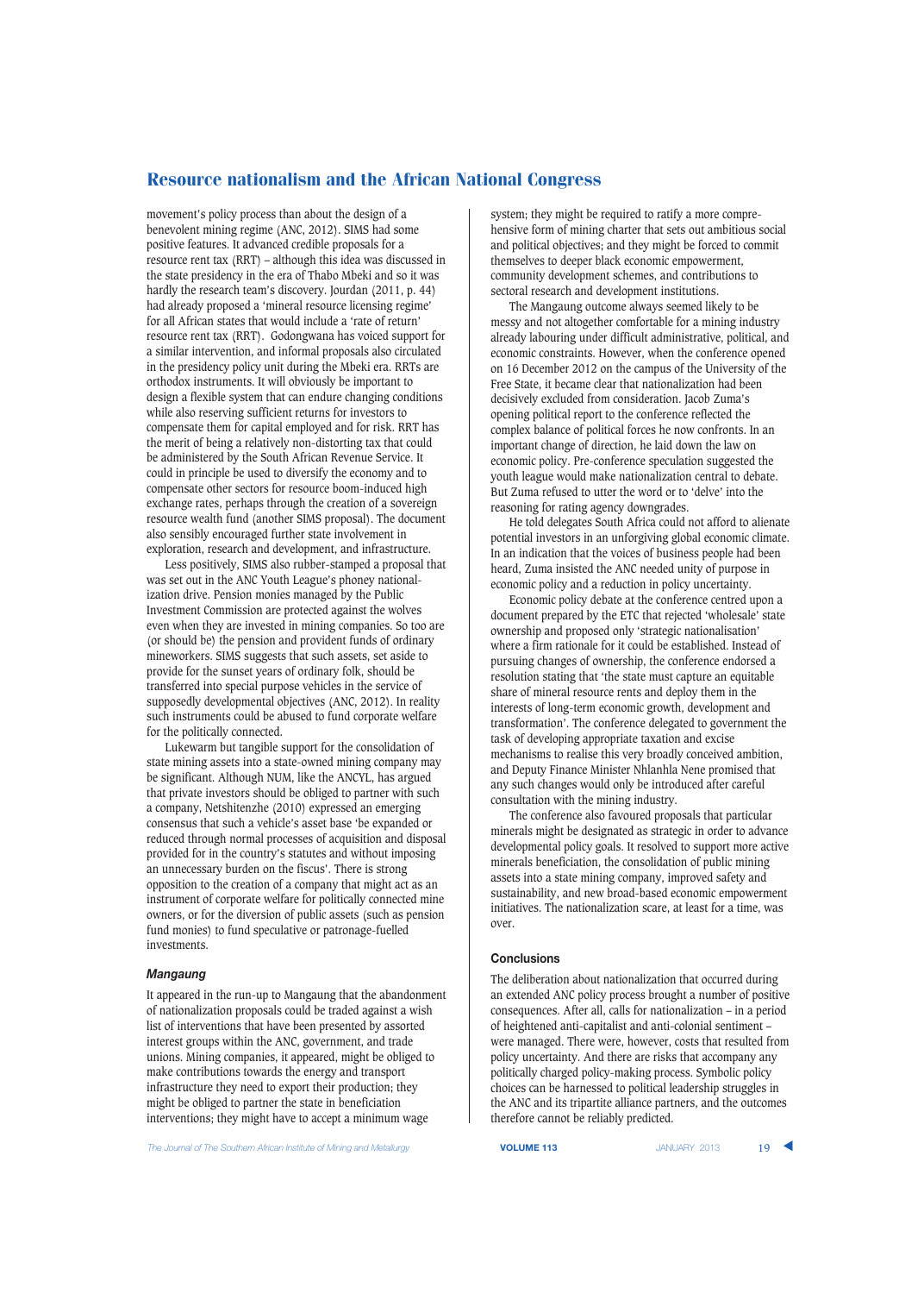movement's policy process than about the design of a benevolent mining regime (ANC, 2012). SIMS had some positive features. It advanced credible proposals for a resource rent tax (RRT) – although this idea was discussed in the state presidency in the era of Thabo Mbeki and so it was hardly the research team's discovery. Jourdan (2011, p. 44) had already proposed a 'mineral resource licensing regime' for all African states that would include a 'rate of return' resource rent tax (RRT). Godongwana has voiced support for a similar intervention, and informal proposals also circulated in the presidency policy unit during the Mbeki era. RRTs are orthodox instruments. It will obviously be important to design a flexible system that can endure changing conditions while also reserving sufficient returns for investors to compensate them for capital employed and for risk. RRT has the merit of being a relatively non-distorting tax that could be administered by the South African Revenue Service. It could in principle be used to diversify the economy and to compensate other sectors for resource boom-induced high exchange rates, perhaps through the creation of a sovereign resource wealth fund (another SIMS proposal). The document also sensibly encouraged further state involvement in exploration, research and development, and infrastructure.

Less positively, SIMS also rubber-stamped a proposal that was set out in the ANC Youth League's phoney nationalization drive. Pension monies managed by the Public Investment Commission are protected against the wolves even when they are invested in mining companies. So too are (or should be) the pension and provident funds of ordinary mineworkers. SIMS suggests that such assets, set aside to provide for the sunset years of ordinary folk, should be transferred into special purpose vehicles in the service of supposedly developmental objectives (ANC, 2012). In reality such instruments could be abused to fund corporate welfare for the politically connected.

Lukewarm but tangible support for the consolidation of state mining assets into a state-owned mining company may be significant. Although NUM, like the ANCYL, has argued that private investors should be obliged to partner with such a company, Netshitenzhe (2010) expressed an emerging consensus that such a vehicle's asset base 'be expanded or reduced through normal processes of acquisition and disposal provided for in the country's statutes and without imposing an unnecessary burden on the fiscus'. There is strong opposition to the creation of a company that might act as an instrument of corporate welfare for politically connected mine owners, or for the diversion of public assets (such as pension fund monies) to fund speculative or patronage-fuelled investments.

### *Mangaung*

It appeared in the run-up to Mangaung that the abandonment of nationalization proposals could be traded against a wish list of interventions that have been presented by assorted interest groups within the ANC, and trade unions. Mining companies, it appeared, might be obliged to make contributions towards the energy and transport infrastructure they need to export their production; they might be obliged to partner the state in beneficiation interventions; they might have to accept a minimum wage system; they might be required to ratify a more comprehensive form of mining charter that sets out ambitious social and political objectives; and they might be forced to commit themselves to deeper black economic empowerment, community development schemes, and contributions to sectoral research and development institutions.

The Mangaung outcome always seemed likely to be messy and not altogether comfortable for a mining industry already labouring under difficult administrative, political, and economic constraints. However, when the conference opened on 16 December 2012 on the campus of the University of the Free State, it became clear that nationalization had been decisively excluded from consideration. Jacob Zuma's opening political report to the conference reflected the complex balance of political forces he now confronts. In an important change of direction, he laid down the law on economic policy. Pre-conference speculation suggested the youth league would make nationalization central to debate. But Zuma refused to utter the word or to 'delve' into the reasoning for rating agency downgrades.

He told delegates South Africa could not afford to alienate potential investors in an unforgiving global economic climate. In an indication that the voices of business people had been heard, Zuma insisted the ANC needed unity of purpose in economic policy and a reduction in policy uncertainty.

Economic policy debate at the conference centred upon a document prepared by the ETC that rejected 'wholesale' state ownership and proposed only 'strategic nationalisation' where a firm rationale for it could be established. Instead of pursuing changes of ownership, the conference endorsed a resolution stating that 'the state must capture an equitable share of mineral resource rents and deploy them in the interests of long-term economic growth, development and transformation'. The conference delegated to government the task of developing appropriate taxation and excise mechanisms to realise this very broadly conceived ambition, and Deputy Finance Minister Nhlanhla Nene promised that any such changes would only be introduced after careful consultation with the mining industry.

The conference also favoured proposals that particular minerals might be designated as strategic in order to advance developmental policy goals. It resolved to support more active minerals beneficiation, the consolidation of public mining assets into a state mining company, improved safety and sustainability, and new broad-based economic empowerment initiatives. The nationalization scare, at least for a time, was over.

## Conclusions

The deliberation about nationalization that occurred during an extended ANC policy process brought a number of positive consequences. After all, calls for nationalization – in a period of heightened anti-capitalist and anti-colonial sentiment – were managed. There were, however, costs that resulted from policy uncertainty. And there are risks that accompany any politically charged policy-making process. Symbolic policy choices can be harnessed to political leadership struggles in the ANC and its tripartite alliance partners, and the outcomes therefore cannot be reliably predicted.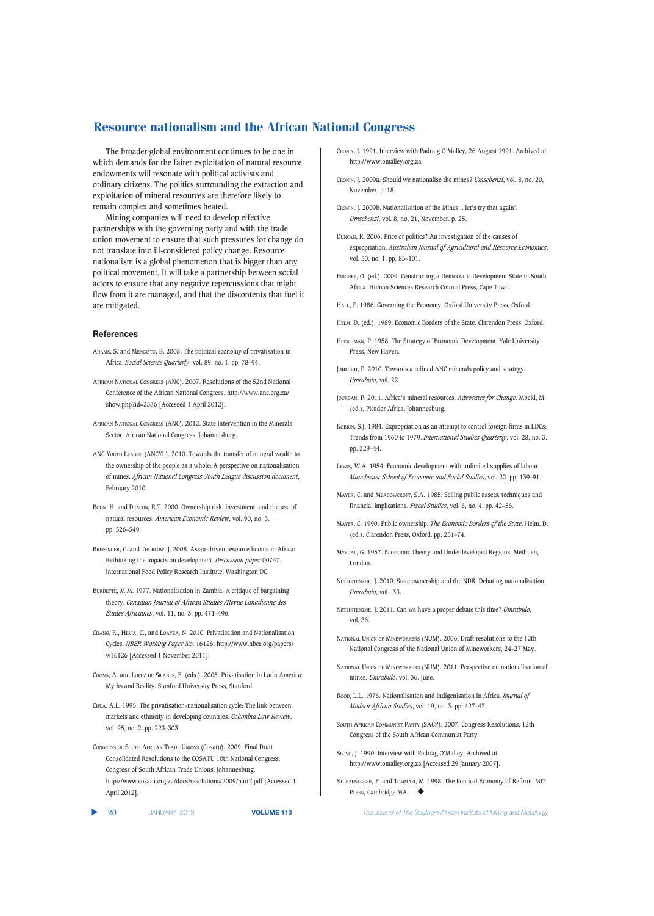The broader global environment continues to be one in which demands for the fairer exploitation of natural resource endowments will resonate with political activists and ordinary citizens. The politics surrounding the extraction and exploitation of mineral resources are therefore likely to remain complex and sometimes heated.

Mining companies will need to develop effective partnerships with the governing party and with the trade union movement to ensure that such pressures for change do not translate into ill-considered policy change. Resource nationalism is a global phenomenon that is bigger than any political movement. It will take a partnership between social actors to ensure that any negative repercussions that might flow from it are managed, and that the discontents that fuel it are mitigated.

## References

Adams, S. and Mengistu, B. 2008. The political economy of privatisation in Africa. *Social Science Quarterly*, vol. 89, no. 1. pp. 78–94.

African National Congress (ANC). 2007. Resolutions of the 52nd National Conference of the African National Congress. http://www.anc.org.za/show.php?id=2536 [Accessed 1 April 2012].

African National Congress (ANC). 2012. State Intervention in the Minerals Sector. African National Congress, Johannesburg.

ANC Youth League (ANCYL). 2010. Towards the transfer of mineral wealth to the ownership of the people as a whole: A perspective on nationalisation of mines. *African National Congress Youth League discussion document*, February 2010.

Bohn, H. and Deacon, R.T. 2000. Ownership risk, investment, and the use of natural resources. *American Economic Review*, vol. 90, no. 3. pp. 526–549.

Breisinger, C. and Thurlow, J. 2008. Asian-driven resource booms in Africa: Rethinking the impacts on development. *Discussion paper* 00747. International Food Policy Research Institute, Washington DC.

Burdette, M.M. 1977. Nationalisation in Zambia: A critique of bargaining theory. *Canadian Journal of African Studies /Revue Canadienne des Études Africaines*, vol. 11, no. 3. pp. 471–496.

Chang, R., Hevia, C., and Loayza, N. 2010. Privatisation and Nationalisation Cycles. *NBER Working Paper No*. 16126. http://www.nber.org/papers/w16126 [Accessed 1 November 2011].

Chong, A. and Lopez de Silanes, F. (eds.). 2005. Privatisation in Latin America: Myths and Reality. Stanford University Press, Stanford.

Chua, A.L. 1995. The privatisation-nationalisation cycle: The link between markets and ethnicity in developing countries. *Columbia Law Review*, vol. 95, no. 2. pp. 223–303.

Congress of South African Trade Unions (Cosatu). 2009. Final Draft Consolidated Resolutions to the COSATU 10th National Congress. Congress of South African Trade Unions, Johannesburg. http://www.cosatu.org.za/docs/resolutions/2009/part2.pdf [Accessed 1 April 2012].

Cronin, J. 1991. Interview with Padraig O'Malley, 26 August 1991. Archived at http://www.omalley.org.za

Cronin, J. 2009a. Should we nationalise the mines? *Umsebenzi*, vol. 8, no. 20, November. p. 18.

Cronin, J. 2009b. Nationalisation of the Mines... let's try that again'. *Umsebenzi*, vol. 8, no, 21, November. p. 25.

Duncan, R. 2006. Price or politics? An investigation of the causes of expropriation. *Australian Journal of Agricultural and Resource Economics*, vol. 50, no. 1. pp. 85–101.

Edigheji, O. (ed.). 2009. Constructing a Democratic Development State in South Africa. Human Sciences Research Council Press, Cape Town.

Hall, P. 1986. Governing the Economy. Oxford University Press, Oxford.

Helm, D. (ed.). 1989. Economic Borders of the State. Clarendon Press, Oxford.

Hirschman, P. 1958. The Strategy of Economic Development. Yale University Press, New Haven.

Jourdan, P. 2010. Towards a refined ANC minerals policy and strategy. *Umrabulo*, vol. 22.

Jourdan, P. 2011. Africa's mineral resources. *Advocates for Change*. Mbeki, M. (ed.). Picador Africa, Johannesburg.

Kobrin, S.J. 1984. Expropriation as an attempt to control foreign firms in LDCs: Trends from 1960 to 1979. *International Studies Quarterly*, vol. 28, no. 3. pp. 329–44.

Lewis, W.A. 1954. Economic development with unlimited supplies of labour. *Manchester School of Economic and Social Studies*, vol. 22. pp. 139–91.

Mayer, C. and Meadowcroft, S.A. 1985. Selling public assets: techniques and financial implications. *Fiscal Studies*, vol. 6, no. 4. pp. 42–56.

Mayer, C. 1990. Public ownership. *The Economic Borders of the State*. Helm, D. (ed.). Clarendon Press, Oxford. pp. 251–74.

Myrdal, G. 1957. Economic Theory and Underdeveloped Regions. Methuen, London.

Netshitenzhe, J. 2010. State ownership and the NDR: Debating nationalisation. *Umrabulo*, vol. 33.

Netshitenzhe, J. 2011. Can we have a proper debate this time? *Umrabulo*, vol. 36.

National Union of Mineworkers (NUM). 2006. Draft resolutions to the 12th National Congress of the National Union of Mineworkers, 24–27 May.

National Union of Mineworkers (NUM). 2011. Perspective on nationalisation of mines. *Umrabulo*, vol. 36. June.

Rood, L.L. 1976. Nationalisation and indigenisation in Africa. *Journal of Modern African Studies*, vol. 19, no. 3. pp. 427–47.

South African Communist Party (SACP). 2007. Congress Resolutions, 12th Congress of the South African Communist Party.

Slovo, J. 1990. Interview with Padriag O'Malley. Archived at http://www.omalley.org.za [Accessed 29 January 2007].

Sturzenegger, F. and Tommasi, M. 1998. The Political Economy of Reform. MIT Press, Cambridge MA. ◆